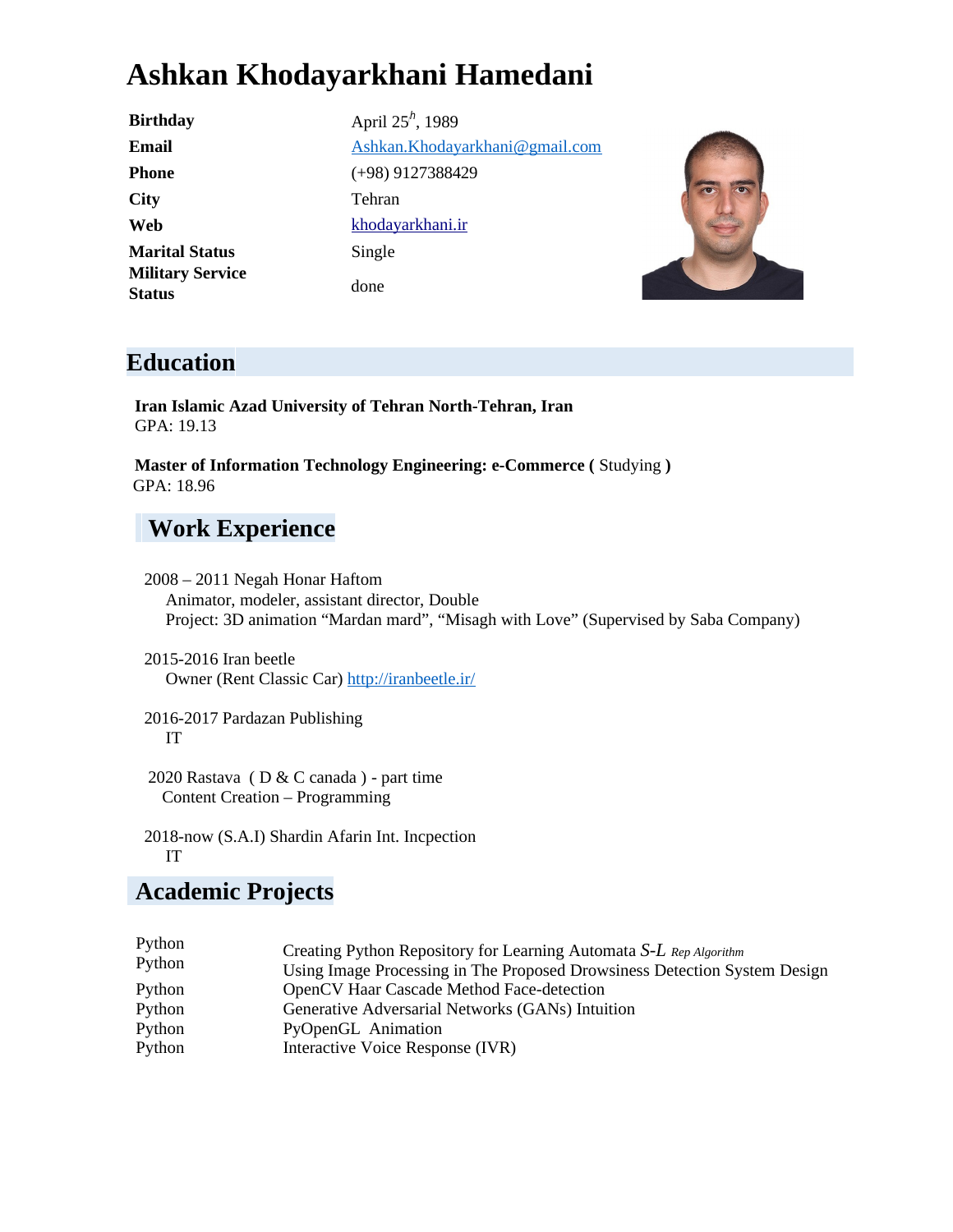# Ashkan Khodayarkhani Hamedani

| | |
|---|---|
| **Birthday** | April 25$^{h}$, 1989 |
| **Email** | Ashkan.Khodayarkhani@gmail.com |
| **Phone** | (+98) 9127388429 |
| **City** | Tehran |
| **Web** | khodayarkhani.ir |
| **Marital Status** | Single |
| **Military Service Status** | done |

## Education

**Iran Islamic Azad University of Tehran North-Tehran, Iran**
GPA: 19.13

**Master of Information Technology Engineering: e-Commerce (** Studying **)**
GPA: 18.96

## Work Experience

2008 – 2011 Negah Honar Haftom
Animator, modeler, assistant director, Double
Project: 3D animation "Mardan mard", "Misagh with Love" (Supervised by Saba Company)

2015-2016 Iran beetle
Owner (Rent Classic Car) http://iranbeetle.ir/

2016-2017 Pardazan Publishing
IT

2020 Rastava ( D & C canada ) - part time
Content Creation – Programming

2018-now (S.A.I) Shardin Afarin Int. Incpection
IT

## Academic Projects

| | |
|---|---|
| Python | Creating Python Repository for Learning Automata *S-L* *Rep Algorithm* |
| Python | Using Image Processing in The Proposed Drowsiness Detection System Design |
| Python | OpenCV Haar Cascade Method Face-detection |
| Python | Generative Adversarial Networks (GANs) Intuition |
| Python | PyOpenGL Animation |
| Python | Interactive Voice Response (IVR) |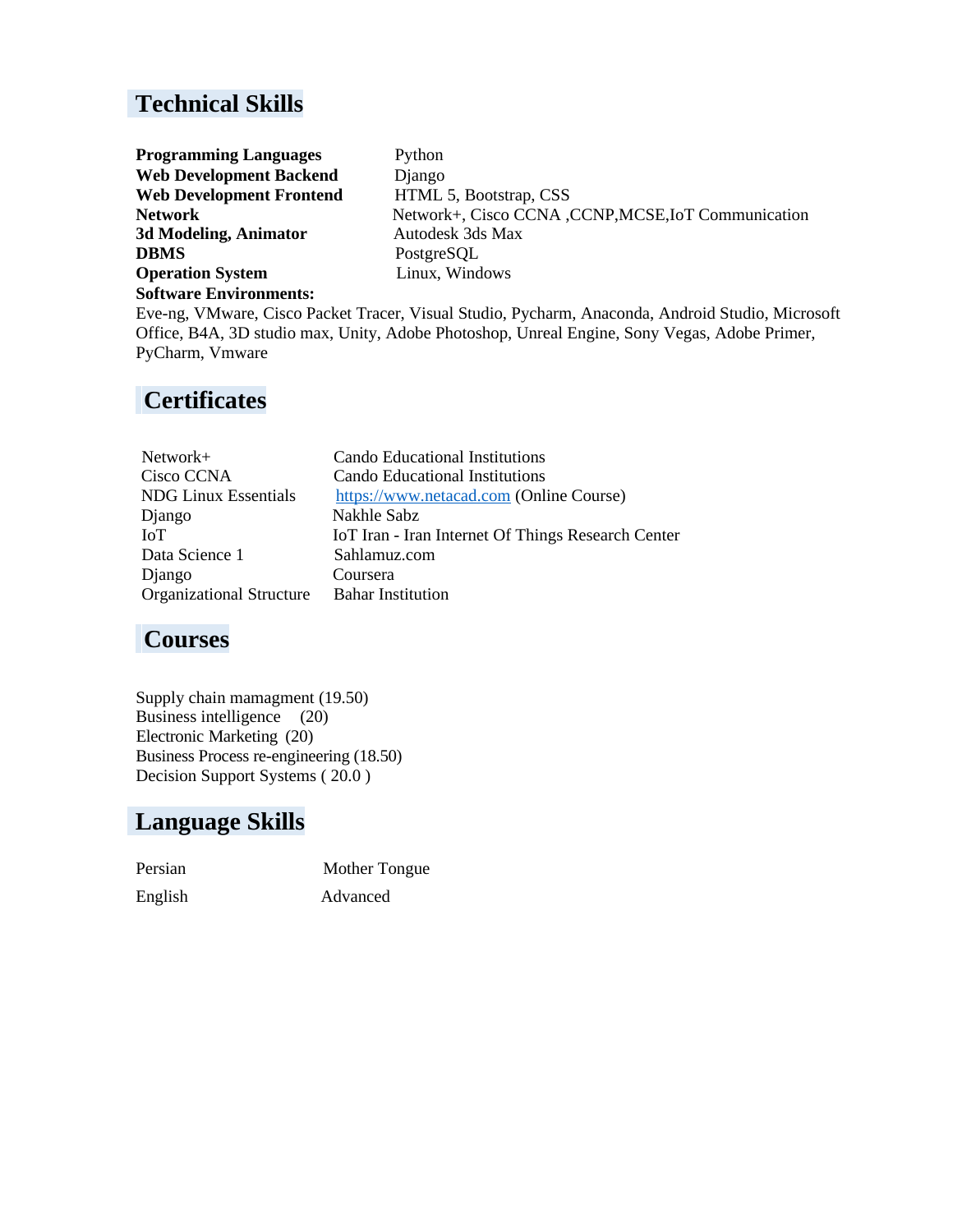## Technical Skills

| | |
|---|---|
| **Programming Languages** | Python |
| **Web Development Backend** | Django |
| **Web Development Frontend** | HTML 5, Bootstrap, CSS |
| **Network** | Network+, Cisco CCNA ,CCNP,MCSE,IoT Communication |
| **3d Modeling, Animator** | Autodesk 3ds Max |
| **DBMS** | PostgreSQL |
| **Operation System** | Linux, Windows |

**Software Environments:**

Eve-ng, VMware, Cisco Packet Tracer, Visual Studio, Pycharm, Anaconda, Android Studio, Microsoft Office, B4A, 3D studio max, Unity, Adobe Photoshop, Unreal Engine, Sony Vegas, Adobe Primer, PyCharm, Vmware

## Certificates

| | |
|---|---|
| Network+ | Cando Educational Institutions |
| Cisco CCNA | Cando Educational Institutions |
| NDG Linux Essentials | https://www.netacad.com (Online Course) |
| Django | Nakhle Sabz |
| IoT | IoT Iran - Iran Internet Of Things Research Center |
| Data Science 1 | Sahlamuz.com |
| Django | Coursera |
| Organizational Structure | Bahar Institution |

## Courses

Supply chain mamagment (19.50)
Business intelligence (20)
Electronic Marketing (20)
Business Process re-engineering (18.50)
Decision Support Systems ( 20.0 )

## Language Skills

| | |
|---|---|
| Persian | Mother Tongue |
| English | Advanced |